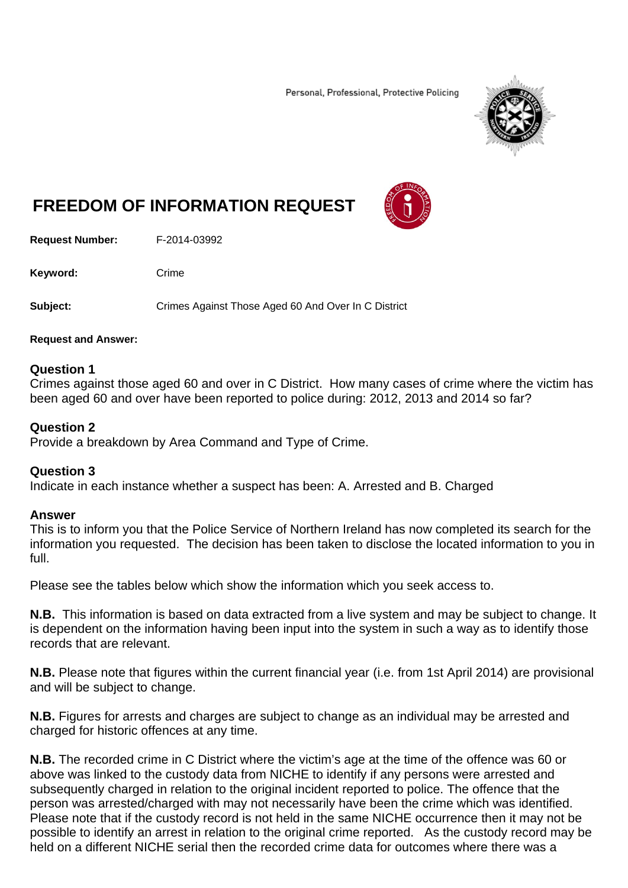Personal, Professional, Protective Policing

# FREEDOM OF INFORMATION REQUEST

**Request Number:** F-2014-03992

**Keyword:** Crime

**Subject:** Crimes Against Those Aged 60 And Over In C District

**Request and Answer:**

**Question 1**
Crimes against those aged 60 and over in C District. How many cases of crime where the victim has been aged 60 and over have been reported to police during: 2012, 2013 and 2014 so far?

**Question 2**
Provide a breakdown by Area Command and Type of Crime.

**Question 3**
Indicate in each instance whether a suspect has been: A. Arrested and B. Charged

**Answer**
This is to inform you that the Police Service of Northern Ireland has now completed its search for the information you requested. The decision has been taken to disclose the located information to you in full.

Please see the tables below which show the information which you seek access to.

**N.B.** This information is based on data extracted from a live system and may be subject to change. It is dependent on the information having been input into the system in such a way as to identify those records that are relevant.

**N.B.** Please note that figures within the current financial year (i.e. from 1st April 2014) are provisional and will be subject to change.

**N.B.** Figures for arrests and charges are subject to change as an individual may be arrested and charged for historic offences at any time.

**N.B.** The recorded crime in C District where the victim's age at the time of the offence was 60 or above was linked to the custody data from NICHE to identify if any persons were arrested and subsequently charged in relation to the original incident reported to police. The offence that the person was arrested/charged with may not necessarily have been the crime which was identified. Please note that if the custody record is not held in the same NICHE occurrence then it may not be possible to identify an arrest in relation to the original crime reported. As the custody record may be held on a different NICHE serial then the recorded crime data for outcomes where there was a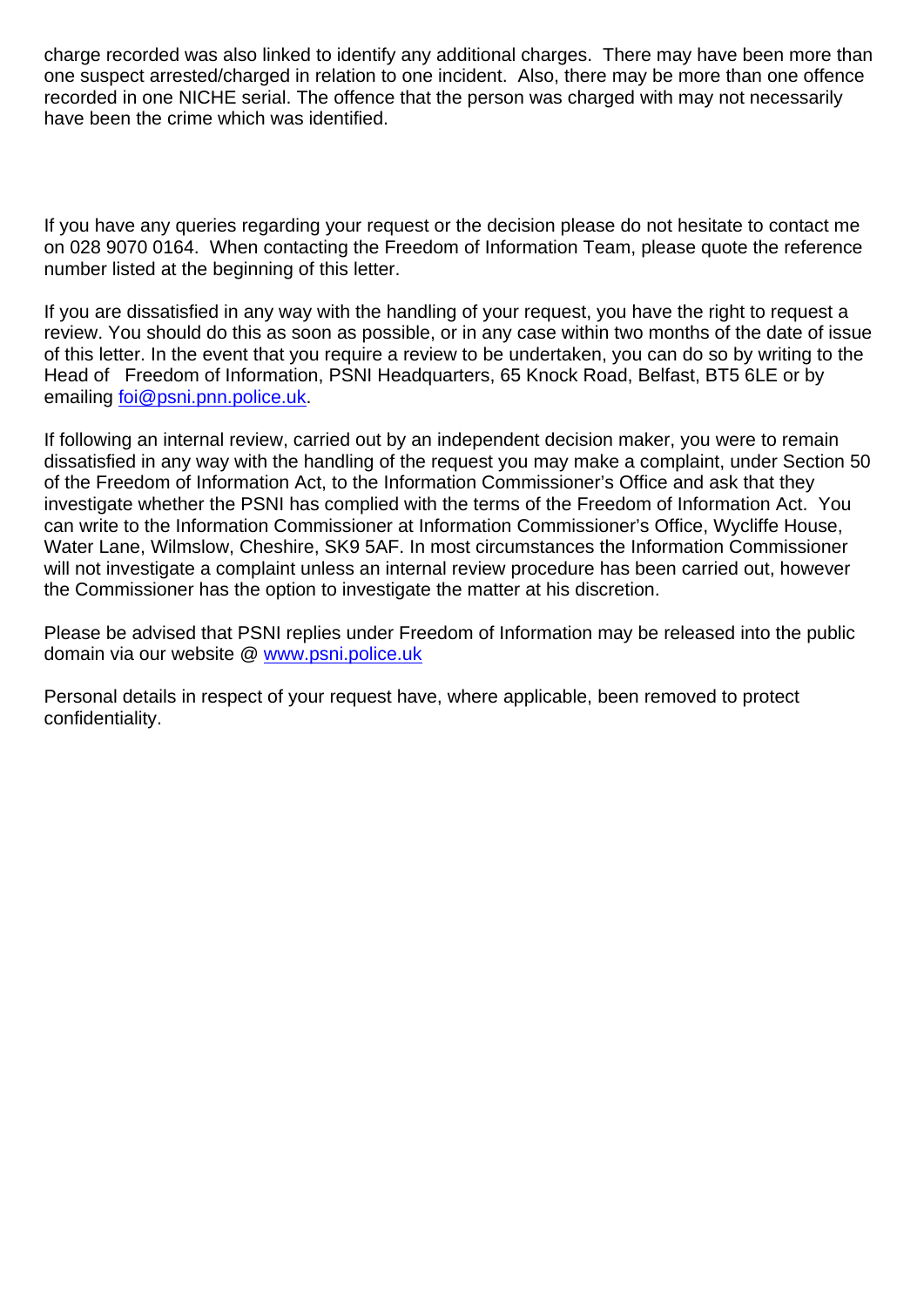charge recorded was also linked to identify any additional charges. There may have been more than one suspect arrested/charged in relation to one incident. Also, there may be more than one offence recorded in one NICHE serial. The offence that the person was charged with may not necessarily have been the crime which was identified.

If you have any queries regarding your request or the decision please do not hesitate to contact me on 028 9070 0164. When contacting the Freedom of Information Team, please quote the reference number listed at the beginning of this letter.

If you are dissatisfied in any way with the handling of your request, you have the right to request a review. You should do this as soon as possible, or in any case within two months of the date of issue of this letter. In the event that you require a review to be undertaken, you can do so by writing to the Head of Freedom of Information, PSNI Headquarters, 65 Knock Road, Belfast, BT5 6LE or by emailing foi@psni.pnn.police.uk.

If following an internal review, carried out by an independent decision maker, you were to remain dissatisfied in any way with the handling of the request you may make a complaint, under Section 50 of the Freedom of Information Act, to the Information Commissioner's Office and ask that they investigate whether the PSNI has complied with the terms of the Freedom of Information Act. You can write to the Information Commissioner at Information Commissioner's Office, Wycliffe House, Water Lane, Wilmslow, Cheshire, SK9 5AF. In most circumstances the Information Commissioner will not investigate a complaint unless an internal review procedure has been carried out, however the Commissioner has the option to investigate the matter at his discretion.

Please be advised that PSNI replies under Freedom of Information may be released into the public domain via our website @ www.psni.police.uk

Personal details in respect of your request have, where applicable, been removed to protect confidentiality.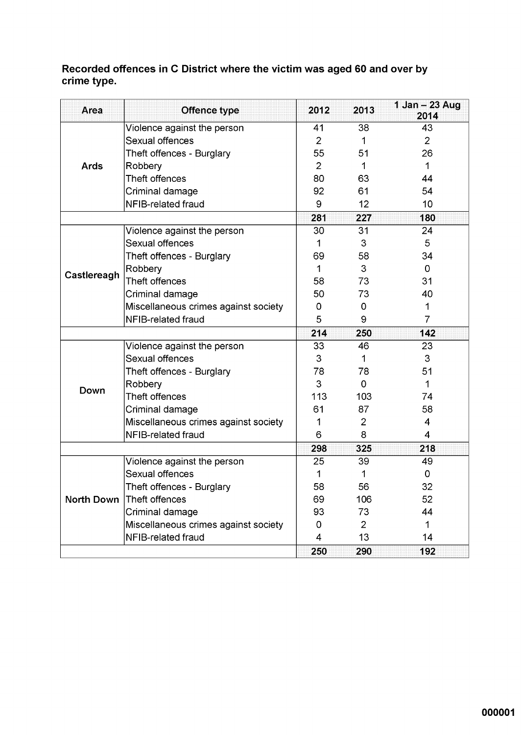**Recorded offences in C District where the victim was aged 60 and over by crime type.**

| Area | Offence type | 2012 | 2013 | 1 Jan – 23 Aug 2014 |
|---|---|---|---|---|
| Ards | Violence against the person | 41 | 38 | 43 |
| | Sexual offences | 2 | 1 | 2 |
| | Theft offences - Burglary | 55 | 51 | 26 |
| | Robbery | 2 | 1 | 1 |
| | Theft offences | 80 | 63 | 44 |
| | Criminal damage | 92 | 61 | 54 |
| | NFIB-related fraud | 9 | 12 | 10 |
| | | **281** | **227** | **180** |
| Castlereagh | Violence against the person | 30 | 31 | 24 |
| | Sexual offences | 1 | 3 | 5 |
| | Theft offences - Burglary | 69 | 58 | 34 |
| | Robbery | 1 | 3 | 0 |
| | Theft offences | 58 | 73 | 31 |
| | Criminal damage | 50 | 73 | 40 |
| | Miscellaneous crimes against society | 0 | 0 | 1 |
| | NFIB-related fraud | 5 | 9 | 7 |
| | | **214** | **250** | **142** |
| Down | Violence against the person | 33 | 46 | 23 |
| | Sexual offences | 3 | 1 | 3 |
| | Theft offences - Burglary | 78 | 78 | 51 |
| | Robbery | 3 | 0 | 1 |
| | Theft offences | 113 | 103 | 74 |
| | Criminal damage | 61 | 87 | 58 |
| | Miscellaneous crimes against society | 1 | 2 | 4 |
| | NFIB-related fraud | 6 | 8 | 4 |
| | | **298** | **325** | **218** |
| North Down | Violence against the person | 25 | 39 | 49 |
| | Sexual offences | 1 | 1 | 0 |
| | Theft offences - Burglary | 58 | 56 | 32 |
| | Theft offences | 69 | 106 | 52 |
| | Criminal damage | 93 | 73 | 44 |
| | Miscellaneous crimes against society | 0 | 2 | 1 |
| | NFIB-related fraud | 4 | 13 | 14 |
| | | **250** | **290** | **192** |

000001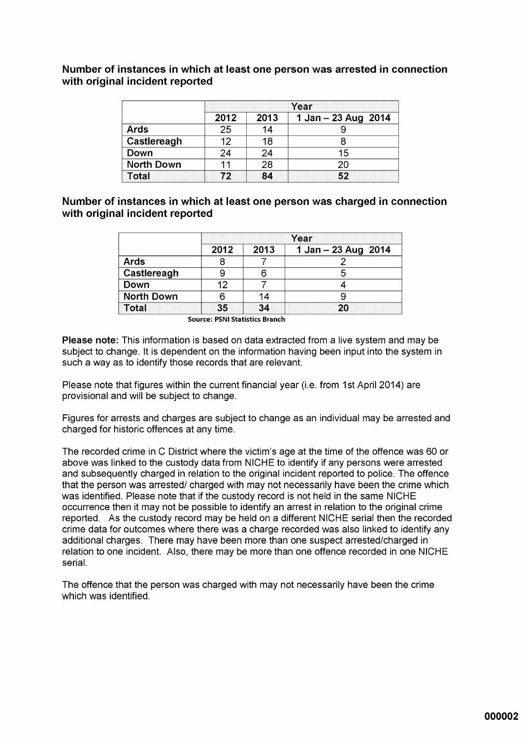**Number of instances in which at least one person was arrested in connection with original incident reported**

| | Year | | |
|---|---|---|---|
| | **2012** | **2013** | **1 Jan – 23 Aug 2014** |
| **Ards** | 25 | 14 | 9 |
| **Castlereagh** | 12 | 18 | 8 |
| **Down** | 24 | 24 | 15 |
| **North Down** | 11 | 28 | 20 |
| **Total** | **72** | **84** | **52** |

**Number of instances in which at least one person was charged in connection with original incident reported**

| | Year | | |
|---|---|---|---|
| | **2012** | **2013** | **1 Jan – 23 Aug 2014** |
| **Ards** | 8 | 7 | 2 |
| **Castlereagh** | 9 | 6 | 5 |
| **Down** | 12 | 7 | 4 |
| **North Down** | 6 | 14 | 9 |
| **Total** | **35** | **34** | **20** |

**Source: PSNI Statistics Branch**

**Please note:** This information is based on data extracted from a live system and may be subject to change. It is dependent on the information having been input into the system in such a way as to identify those records that are relevant.

Please note that figures within the current financial year (i.e. from 1st April 2014) are provisional and will be subject to change.

Figures for arrests and charges are subject to change as an individual may be arrested and charged for historic offences at any time.

The recorded crime in C District where the victim's age at the time of the offence was 60 or above was linked to the custody data from NICHE to identify if any persons were arrested and subsequently charged in relation to the original incident reported to police. The offence that the person was arrested/ charged with may not necessarily have been the crime which was identified. Please note that if the custody record is not held in the same NICHE occurrence then it may not be possible to identify an arrest in relation to the original crime reported. As the custody record may be held on a different NICHE serial then the recorded crime data for outcomes where there was a charge recorded was also linked to identify any additional charges. There may have been more than one suspect arrested/charged in relation to one incident. Also, there may be more than one offence recorded in one NICHE serial.

The offence that the person was charged with may not necessarily have been the crime which was identified.